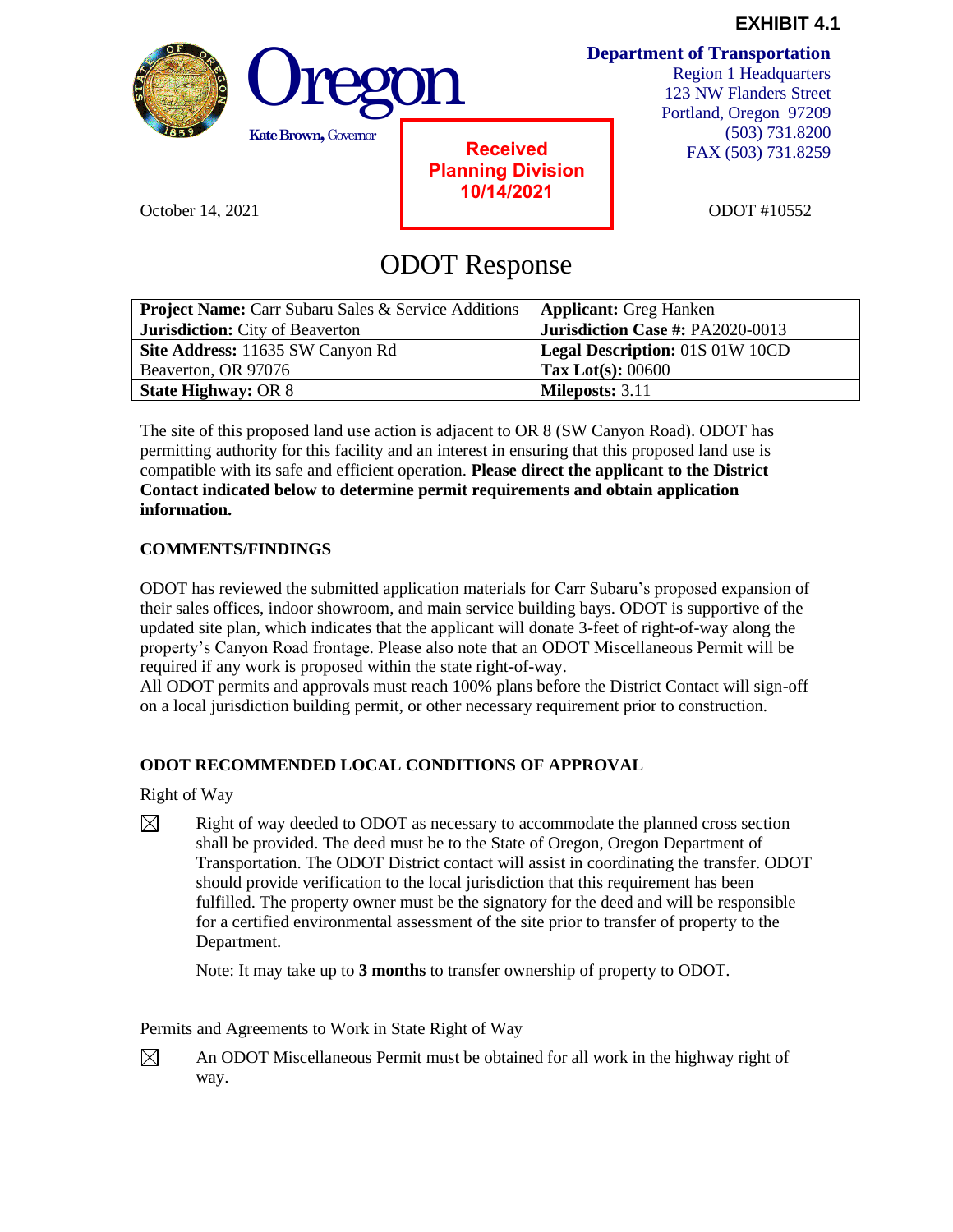**EXHIBIT 4.1**

Oregon

Kate Brown, Governor

**Department of Transportation**
Region 1 Headquarters
123 NW Flanders Street
Portland, Oregon 97209
(503) 731.8200
FAX (503) 731.8259

**Received**
**Planning Division**
**10/14/2021**

October 14, 2021

ODOT #10552

# ODOT Response

| **Project Name:** Carr Subaru Sales & Service Additions | **Applicant:** Greg Hanken |
|---|---|
| **Jurisdiction:** City of Beaverton | **Jurisdiction Case #:** PA2020-0013 |
| **Site Address:** 11635 SW Canyon Rd Beaverton, OR 97076 | **Legal Description:** 01S 01W 10CD **Tax Lot(s):** 00600 |
| **State Highway:** OR 8 | **Mileposts:** 3.11 |

The site of this proposed land use action is adjacent to OR 8 (SW Canyon Road). ODOT has permitting authority for this facility and an interest in ensuring that this proposed land use is compatible with its safe and efficient operation. **Please direct the applicant to the District Contact indicated below to determine permit requirements and obtain application information.**

## COMMENTS/FINDINGS

ODOT has reviewed the submitted application materials for Carr Subaru's proposed expansion of their sales offices, indoor showroom, and main service building bays. ODOT is supportive of the updated site plan, which indicates that the applicant will donate 3-feet of right-of-way along the property's Canyon Road frontage. Please also note that an ODOT Miscellaneous Permit will be required if any work is proposed within the state right-of-way.
All ODOT permits and approvals must reach 100% plans before the District Contact will sign-off on a local jurisdiction building permit, or other necessary requirement prior to construction.

## ODOT RECOMMENDED LOCAL CONDITIONS OF APPROVAL

Right of Way

☒ Right of way deeded to ODOT as necessary to accommodate the planned cross section shall be provided. The deed must be to the State of Oregon, Oregon Department of Transportation. The ODOT District contact will assist in coordinating the transfer. ODOT should provide verification to the local jurisdiction that this requirement has been fulfilled. The property owner must be the signatory for the deed and will be responsible for a certified environmental assessment of the site prior to transfer of property to the Department.

Note: It may take up to **3 months** to transfer ownership of property to ODOT.

Permits and Agreements to Work in State Right of Way

☒ An ODOT Miscellaneous Permit must be obtained for all work in the highway right of way.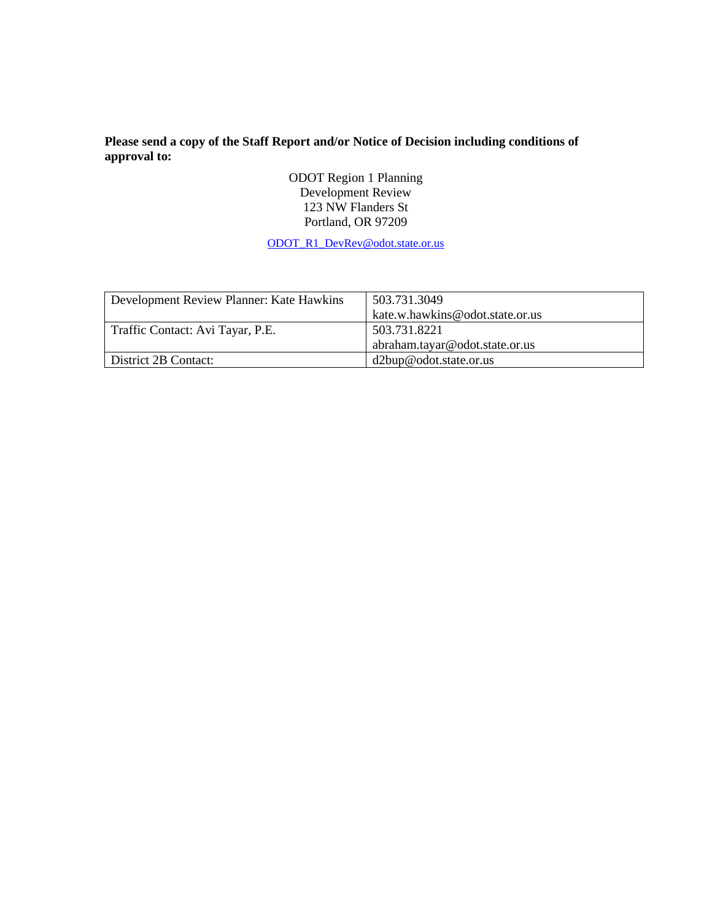**Please send a copy of the Staff Report and/or Notice of Decision including conditions of approval to:**

ODOT Region 1 Planning
Development Review
123 NW Flanders St
Portland, OR 97209

ODOT_R1_DevRev@odot.state.or.us

| | |
|---|---|
| Development Review Planner: Kate Hawkins | 503.731.3049<br>kate.w.hawkins@odot.state.or.us |
| Traffic Contact: Avi Tayar, P.E. | 503.731.8221<br>abraham.tayar@odot.state.or.us |
| District 2B Contact: | d2bup@odot.state.or.us |